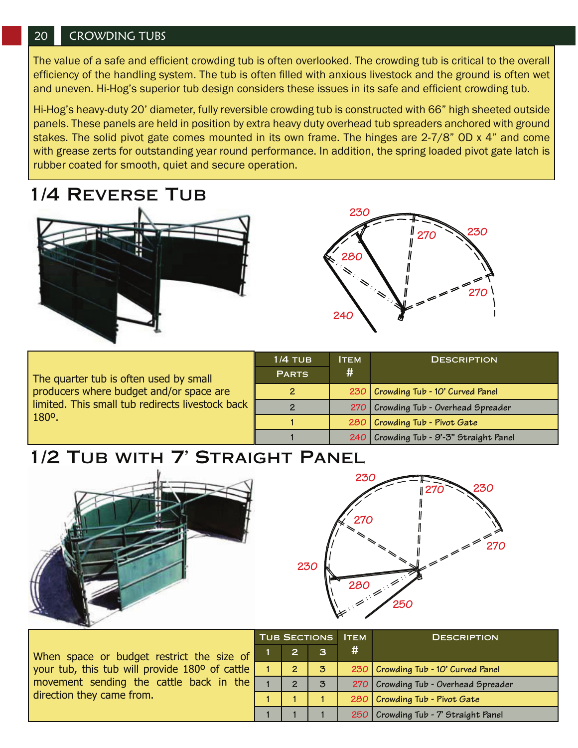## CROWDING TUBS

The value of a safe and efficient crowding tub is often overlooked. The crowding tub is critical to the overall efficiency of the handling system. The tub is often filled with anxious livestock and the ground is often wet and uneven. Hi-Hog's superior tub design considers these issues in its safe and efficient crowding tub.

Hi-Hog's heavy-duty 20' diameter, fully reversible crowding tub is constructed with 66" high sheeted outside panels. These panels are held in position by extra heavy duty overhead tub spreaders anchored with ground stakes. The solid pivot gate comes mounted in its own frame. The hinges are 2-7/8" OD x 4" and come with grease zerts for outstanding year round performance. In addition, the spring loaded pivot gate latch is rubber coated for smooth, quiet and secure operation.

# 1/4 Reverse Tub

The quarter tub is often used by small producers where budget and/or space are limited. This small tub redirects livestock back 180º.

| 1/4 Tub Parts | Item # | Description |
|---|---|---|
| 2 | 230 | Crowding Tub - 10' Curved Panel |
| 2 | 270 | Crowding Tub - Overhead Spreader |
| 1 | 280 | Crowding Tub - Pivot Gate |
| 1 | 240 | Crowding Tub - 9'-3" Straight Panel |

# 1/2 Tub with 7' Straight Panel

When space or budget restrict the size of your tub, this tub will provide 180º of cattle movement sending the cattle back in the direction they came from.

| Tub Sections | | | Item # | Description |
|---|---|---|---|---|
| 1 | 2 | 3 | | |
| 1 | 2 | 3 | 230 | Crowding Tub - 10' Curved Panel |
| 1 | 2 | 3 | 270 | Crowding Tub - Overhead Spreader |
| 1 | 1 | 1 | 280 | Crowding Tub - Pivot Gate |
| 1 | 1 | 1 | 250 | Crowding Tub - 7' Straight Panel |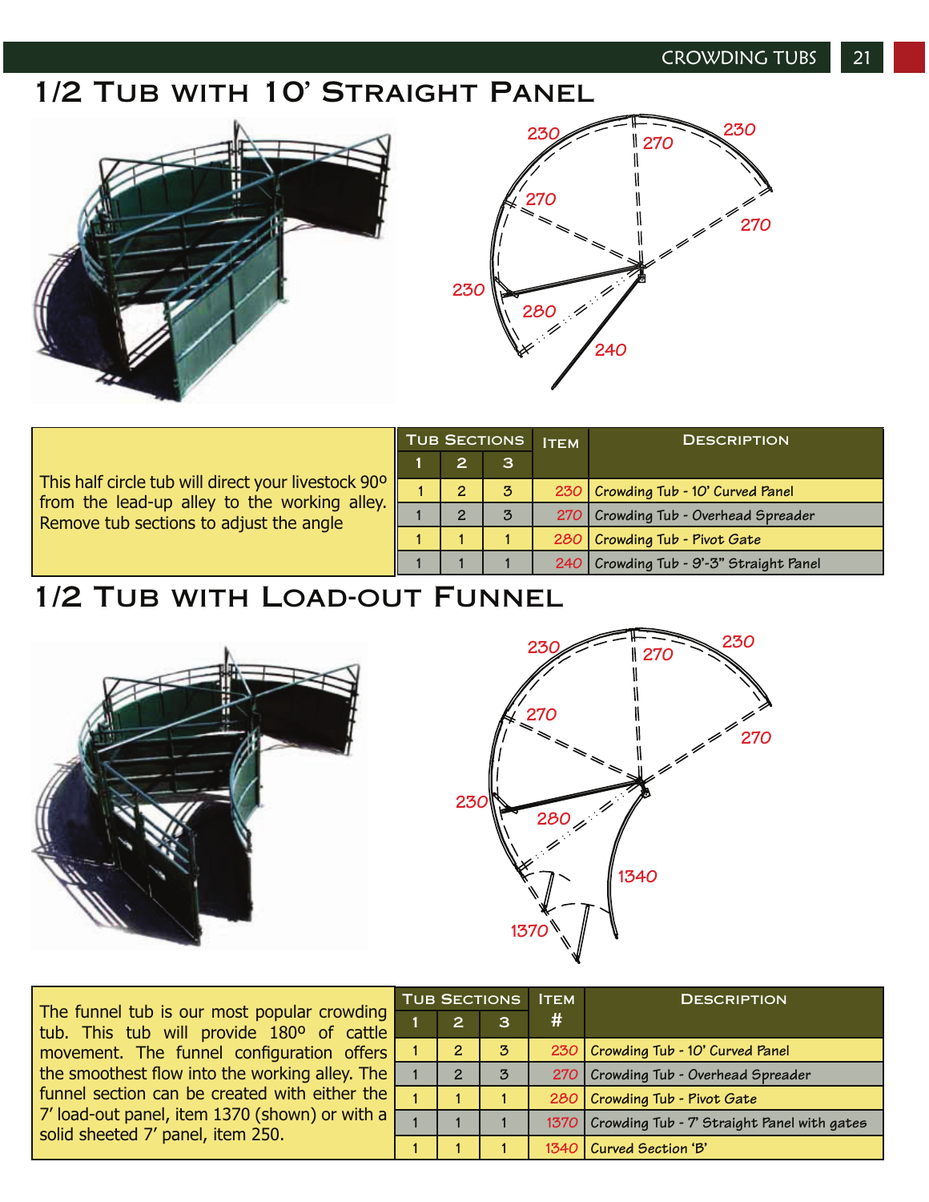# 1/2 Tub with 10' Straight Panel

230
270
230
270
270
230
280
240

This half circle tub will direct your livestock 90º from the lead-up alley to the working alley. Remove tub sections to adjust the angle

| Tub Sections | | | Item | Description |
|---|---|---|---|---|
| 1 | 2 | 3 | | |
| 1 | 2 | 3 | 230 | Crowding Tub - 10' Curved Panel |
| 1 | 2 | 3 | 270 | Crowding Tub - Overhead Spreader |
| 1 | 1 | 1 | 280 | Crowding Tub - Pivot Gate |
| 1 | 1 | 1 | 240 | Crowding Tub - 9'-3" Straight Panel |

# 1/2 Tub with Load-out Funnel

230
270
230
270
270
230
280
1340
1370

The funnel tub is our most popular crowding tub. This tub will provide 180º of cattle movement. The funnel configuration offers the smoothest flow into the working alley. The funnel section can be created with either the 7' load-out panel, item 1370 (shown) or with a solid sheeted 7' panel, item 250.

| Tub Sections | | | Item # | Description |
|---|---|---|---|---|
| 1 | 2 | 3 | | |
| 1 | 2 | 3 | 230 | Crowding Tub - 10' Curved Panel |
| 1 | 2 | 3 | 270 | Crowding Tub - Overhead Spreader |
| 1 | 1 | 1 | 280 | Crowding Tub - Pivot Gate |
| 1 | 1 | 1 | 1370 | Crowding Tub - 7' Straight Panel with gates |
| 1 | 1 | 1 | 1340 | Curved Section 'B' |